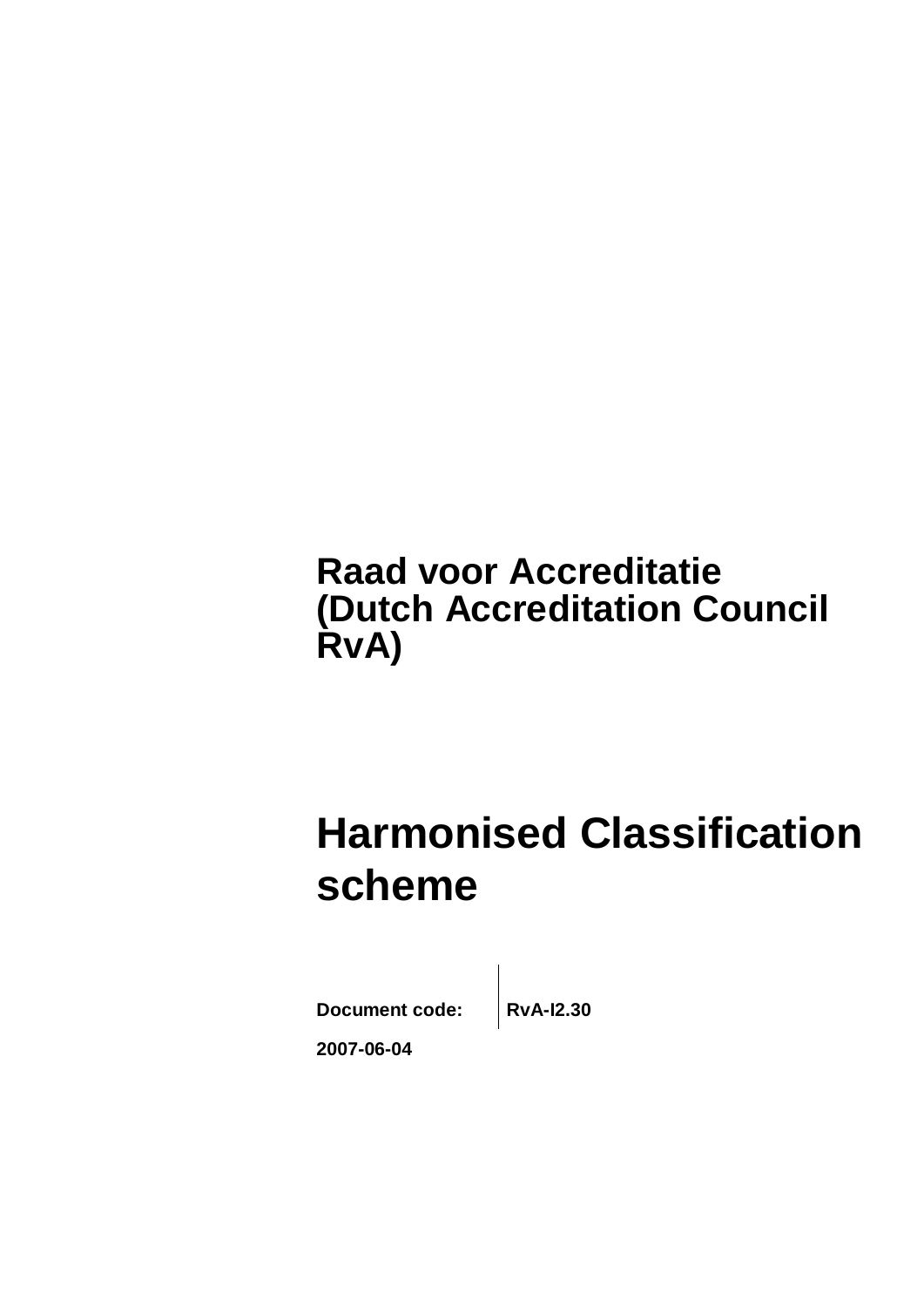**Raad voor Accreditatie (Dutch Accreditation Council RvA)**

# Harmonised Classification scheme

| **Document code:** | **RvA-I2.30** |
| --- | --- |

**2007-06-04**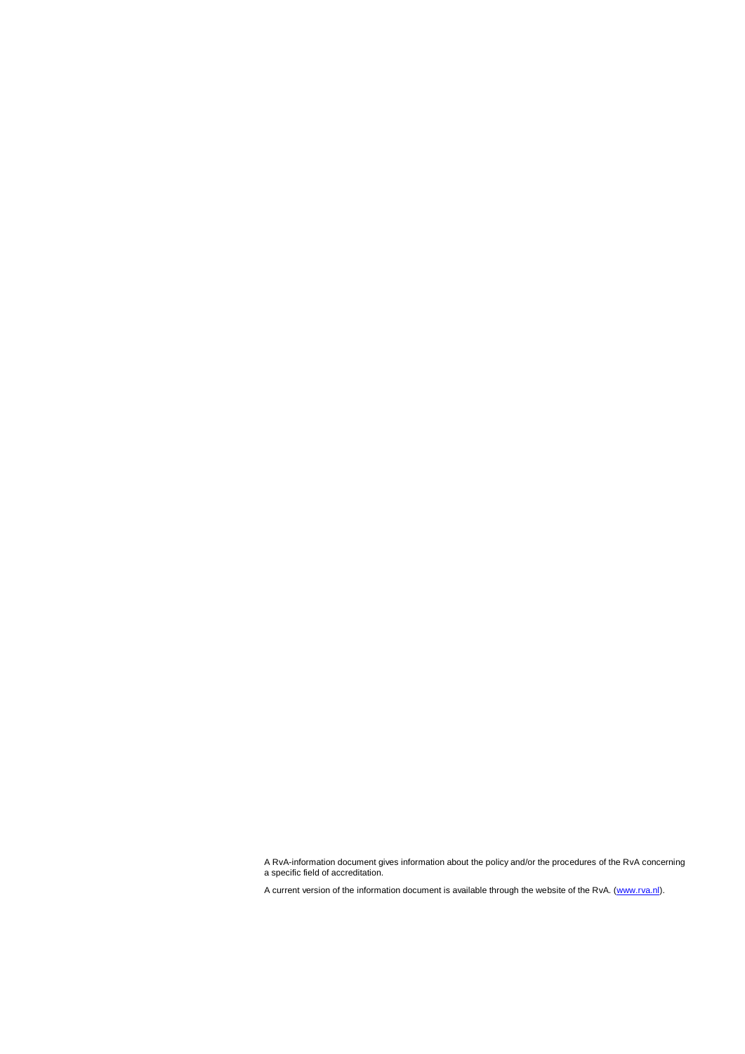A RvA-information document gives information about the policy and/or the procedures of the RvA concerning a specific field of accreditation.

A current version of the information document is available through the website of the RvA. ([www.rva.nl](http://www.rva.nl)).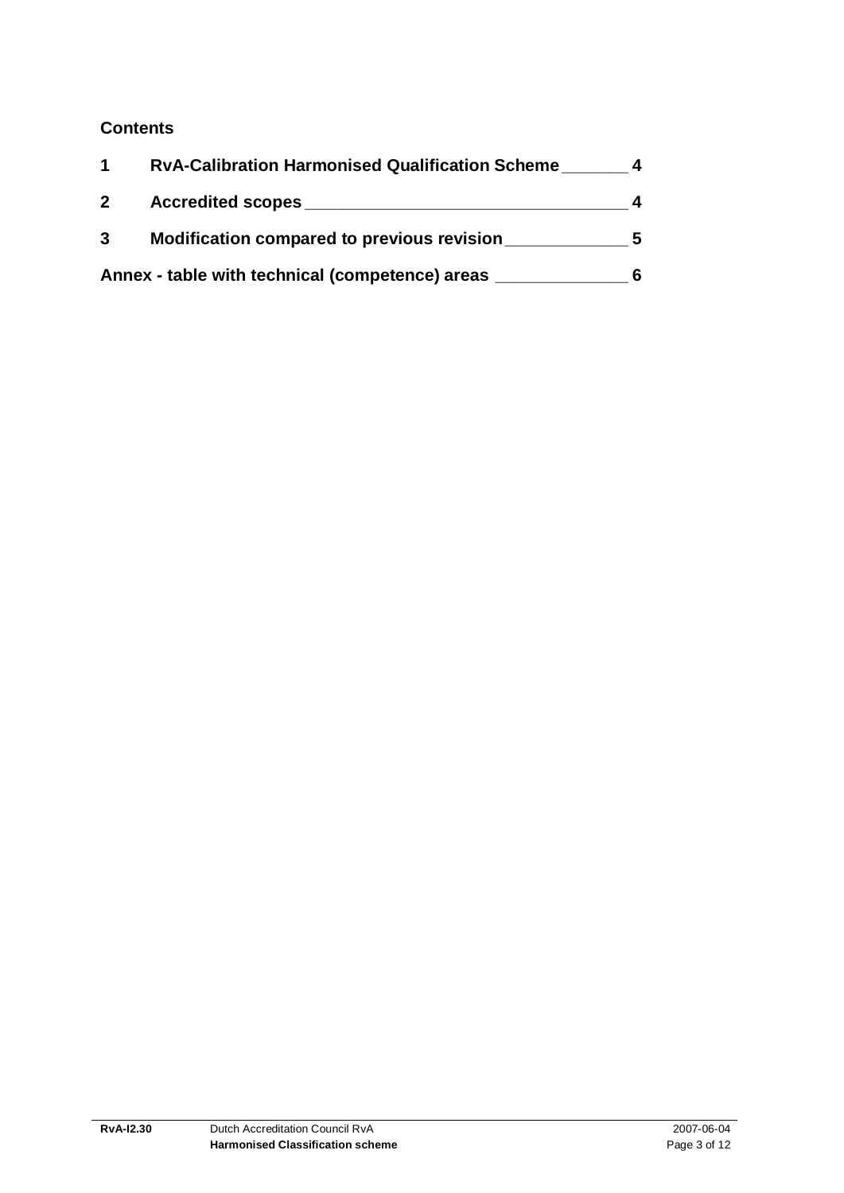**Contents**

1 RvA-Calibration Harmonised Qualification Scheme 4

2 Accredited scopes 4

3 Modification compared to previous revision 5

Annex - table with technical (competence) areas 6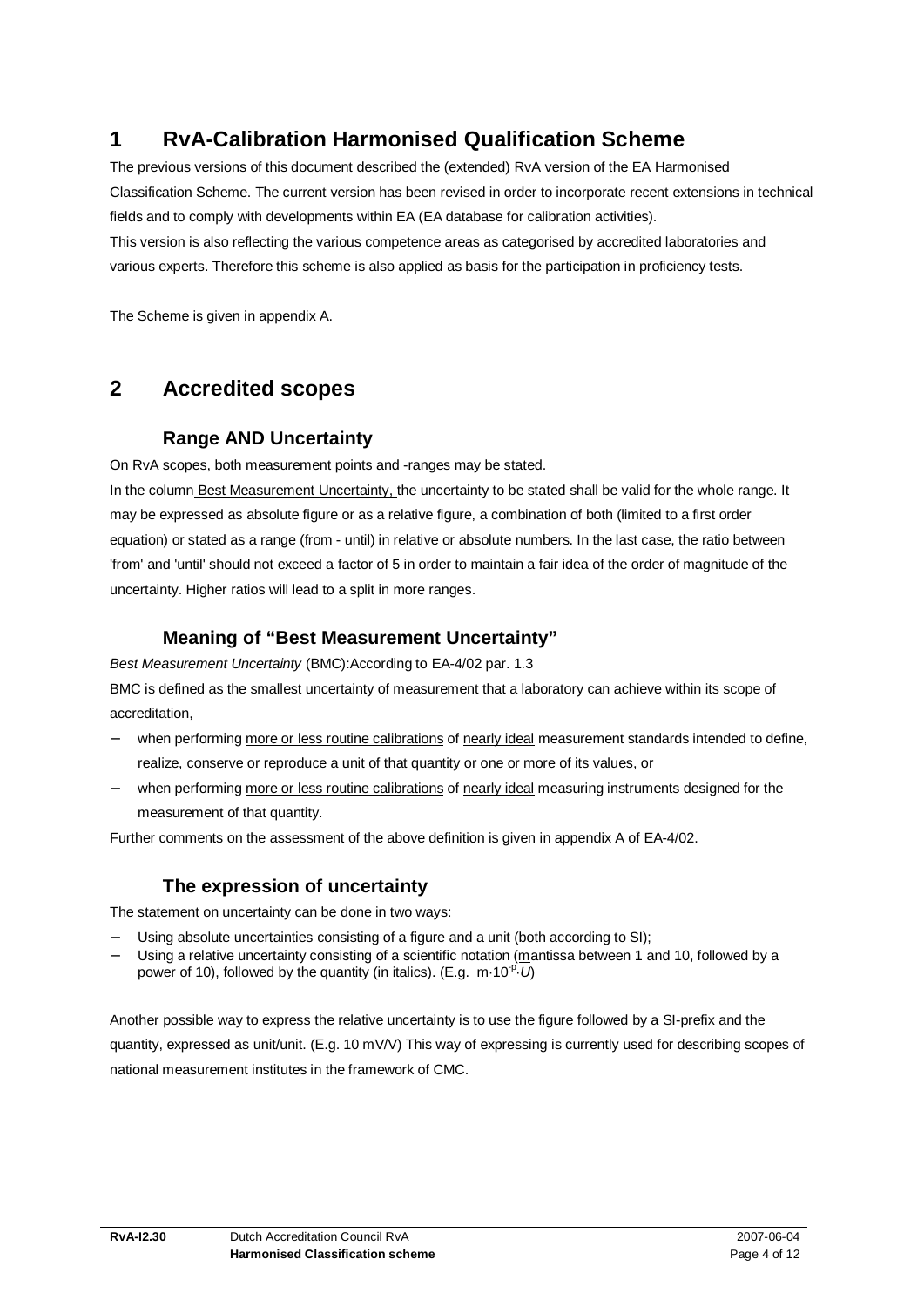# 1 RvA-Calibration Harmonised Qualification Scheme

The previous versions of this document described the (extended) RvA version of the EA Harmonised Classification Scheme. The current version has been revised in order to incorporate recent extensions in technical fields and to comply with developments within EA (EA database for calibration activities).
This version is also reflecting the various competence areas as categorised by accredited laboratories and various experts. Therefore this scheme is also applied as basis for the participation in proficiency tests.

The Scheme is given in appendix A.

# 2 Accredited scopes

### Range AND Uncertainty

On RvA scopes, both measurement points and -ranges may be stated.
In the column Best Measurement Uncertainty, the uncertainty to be stated shall be valid for the whole range. It may be expressed as absolute figure or as a relative figure, a combination of both (limited to a first order equation) or stated as a range (from - until) in relative or absolute numbers. In the last case, the ratio between 'from' and 'until' should not exceed a factor of 5 in order to maintain a fair idea of the order of magnitude of the uncertainty. Higher ratios will lead to a split in more ranges.

### Meaning of “Best Measurement Uncertainty”

*Best Measurement Uncertainty* (BMC):According to EA-4/02 par. 1.3

BMC is defined as the smallest uncertainty of measurement that a laboratory can achieve within its scope of accreditation,

- when performing more or less routine calibrations of nearly ideal measurement standards intended to define, realize, conserve or reproduce a unit of that quantity or one or more of its values, or
- when performing more or less routine calibrations of nearly ideal measuring instruments designed for the measurement of that quantity.

Further comments on the assessment of the above definition is given in appendix A of EA-4/02.

### The expression of uncertainty

The statement on uncertainty can be done in two ways:

- Using absolute uncertainties consisting of a figure and a unit (both according to SI);
- Using a relative uncertainty consisting of a scientific notation (mantissa between 1 and 10, followed by a power of 10), followed by the quantity (in italics). (E.g. $m \cdot 10^{-p} \cdot U$)

Another possible way to express the relative uncertainty is to use the figure followed by a SI-prefix and the quantity, expressed as unit/unit. (E.g. 10 mV/V) This way of expressing is currently used for describing scopes of national measurement institutes in the framework of CMC.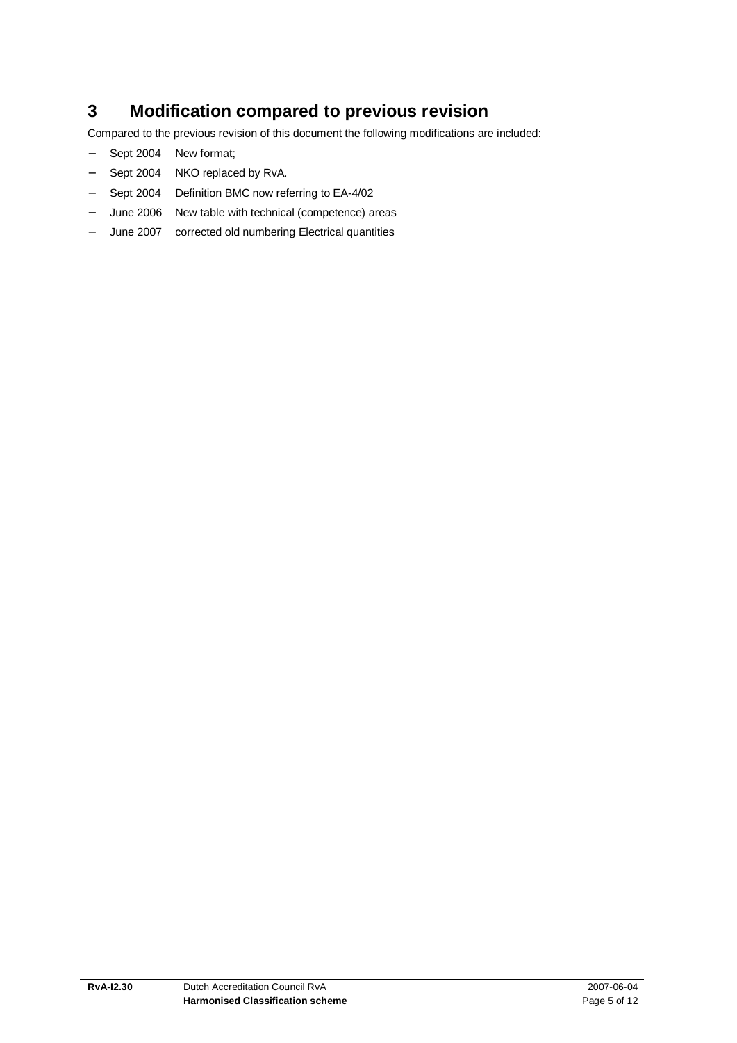# 3 Modification compared to previous revision

Compared to the previous revision of this document the following modifications are included:

- Sept 2004 New format;
- Sept 2004 NKO replaced by RvA.
- Sept 2004 Definition BMC now referring to EA-4/02
- June 2006 New table with technical (competence) areas
- June 2007 corrected old numbering Electrical quantities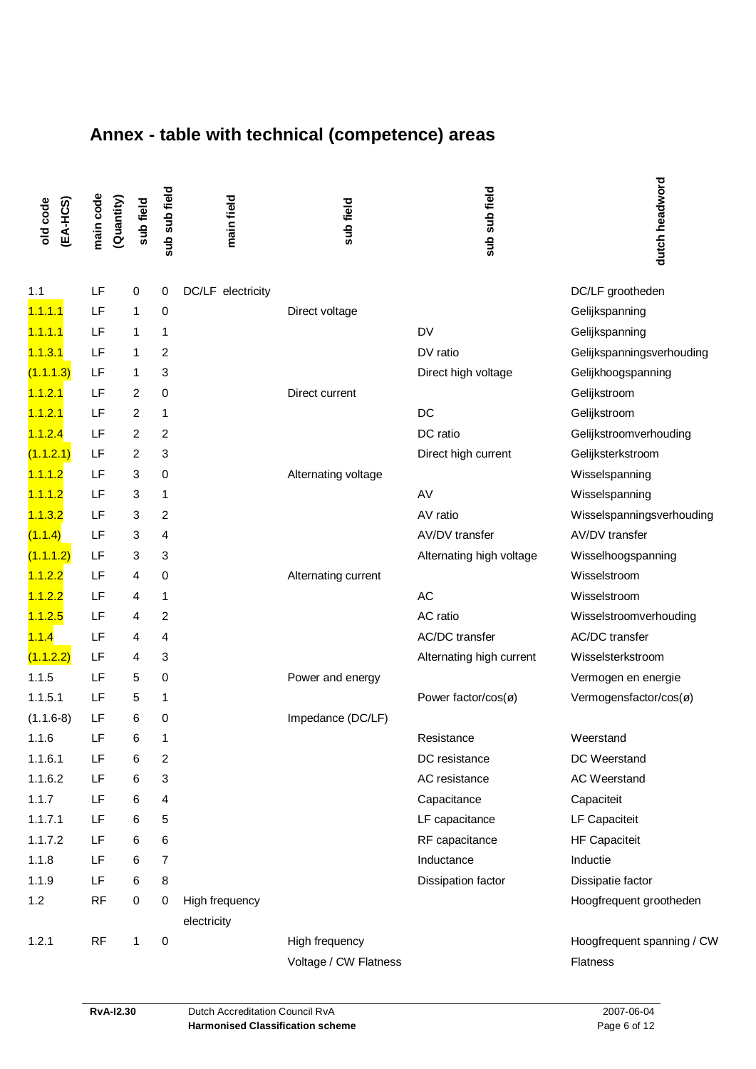# Annex - table with technical (competence) areas

| old code (EA-HCS) | main code (Quantity) | sub field | sub sub field | main field | sub field | sub sub field | dutch headword |
|---|---|---|---|---|---|---|---|
| 1.1 | LF | 0 | 0 | DC/LF electricity | | | DC/LF grootheden |
| 1.1.1.1 | LF | 1 | 0 | | Direct voltage | | Gelijkspanning |
| 1.1.1.1 | LF | 1 | 1 | | | DV | Gelijkspanning |
| 1.1.3.1 | LF | 1 | 2 | | | DV ratio | Gelijkspanningsverhouding |
| (1.1.1.3) | LF | 1 | 3 | | | Direct high voltage | Gelijkhoogspanning |
| 1.1.2.1 | LF | 2 | 0 | | Direct current | | Gelijkstroom |
| 1.1.2.1 | LF | 2 | 1 | | | DC | Gelijkstroom |
| 1.1.2.4 | LF | 2 | 2 | | | DC ratio | Gelijkstroomverhouding |
| (1.1.2.1) | LF | 2 | 3 | | | Direct high current | Gelijksterkstroom |
| 1.1.1.2 | LF | 3 | 0 | | Alternating voltage | | Wisselspanning |
| 1.1.1.2 | LF | 3 | 1 | | | AV | Wisselspanning |
| 1.1.3.2 | LF | 3 | 2 | | | AV ratio | Wisselspanningsverhouding |
| (1.1.4) | LF | 3 | 4 | | | AV/DV transfer | AV/DV transfer |
| (1.1.1.2) | LF | 3 | 3 | | | Alternating high voltage | Wisselhoogspanning |
| 1.1.2.2 | LF | 4 | 0 | | Alternating current | | Wisselstroom |
| 1.1.2.2 | LF | 4 | 1 | | | AC | Wisselstroom |
| 1.1.2.5 | LF | 4 | 2 | | | AC ratio | Wisselstroomverhouding |
| 1.1.4 | LF | 4 | 4 | | | AC/DC transfer | AC/DC transfer |
| (1.1.2.2) | LF | 4 | 3 | | | Alternating high current | Wisselsterkstroom |
| 1.1.5 | LF | 5 | 0 | | Power and energy | | Vermogen en energie |
| 1.1.5.1 | LF | 5 | 1 | | | Power factor/cos(ø) | Vermogensfactor/cos(ø) |
| (1.1.6-8) | LF | 6 | 0 | | Impedance (DC/LF) | | |
| 1.1.6 | LF | 6 | 1 | | | Resistance | Weerstand |
| 1.1.6.1 | LF | 6 | 2 | | | DC resistance | DC Weerstand |
| 1.1.6.2 | LF | 6 | 3 | | | AC resistance | AC Weerstand |
| 1.1.7 | LF | 6 | 4 | | | Capacitance | Capaciteit |
| 1.1.7.1 | LF | 6 | 5 | | | LF capacitance | LF Capaciteit |
| 1.1.7.2 | LF | 6 | 6 | | | RF capacitance | HF Capaciteit |
| 1.1.8 | LF | 6 | 7 | | | Inductance | Inductie |
| 1.1.9 | LF | 6 | 8 | | | Dissipation factor | Dissipatie factor |
| 1.2 | RF | 0 | 0 | High frequency electricity | | | Hoogfrequent grootheden |
| 1.2.1 | RF | 1 | 0 | | High frequency Voltage / CW Flatness | | Hoogfrequent spanning / CW Flatness |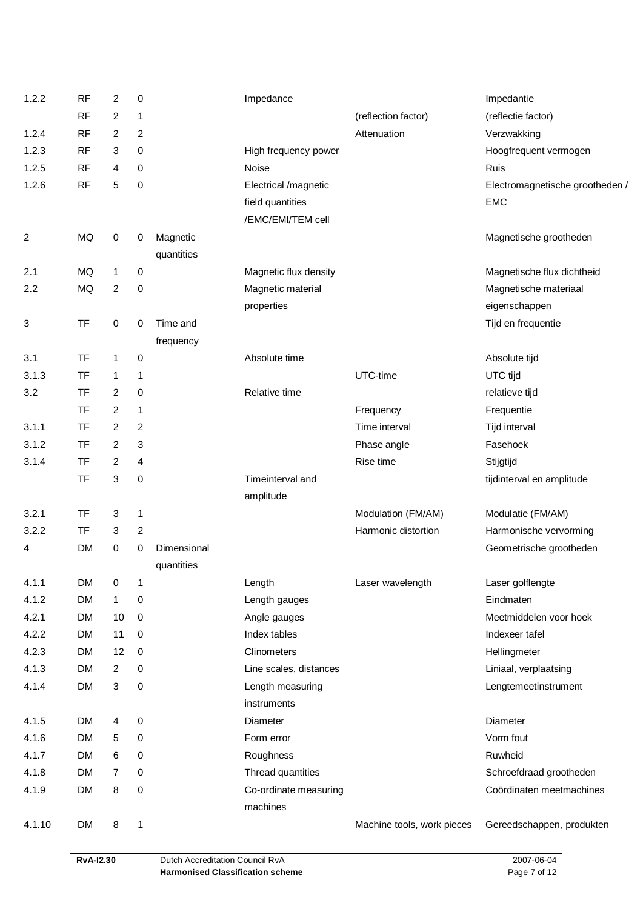| | | | | | | | |
|---|---|---|---|---|---|---|---|
| 1.2.2 | RF | 2 | 0 | | Impedance | | Impedantie |
| | RF | 2 | 1 | | | (reflection factor) | (reflectie factor) |
| 1.2.4 | RF | 2 | 2 | | | Attenuation | Verzwakking |
| 1.2.3 | RF | 3 | 0 | | High frequency power | | Hoogfrequent vermogen |
| 1.2.5 | RF | 4 | 0 | | Noise | | Ruis |
| 1.2.6 | RF | 5 | 0 | | Electrical /magnetic field quantities /EMC/EMI/TEM cell | | Electromagnetische grootheden / EMC |
| 2 | MQ | 0 | 0 | Magnetic quantities | | | Magnetische grootheden |
| 2.1 | MQ | 1 | 0 | | Magnetic flux density | | Magnetische flux dichtheid |
| 2.2 | MQ | 2 | 0 | | Magnetic material properties | | Magnetische materiaal eigenschappen |
| 3 | TF | 0 | 0 | Time and frequency | | | Tijd en frequentie |
| 3.1 | TF | 1 | 0 | | Absolute time | | Absolute tijd |
| 3.1.3 | TF | 1 | 1 | | | UTC-time | UTC tijd |
| 3.2 | TF | 2 | 0 | | Relative time | | relatieve tijd |
| | TF | 2 | 1 | | | Frequency | Frequentie |
| 3.1.1 | TF | 2 | 2 | | | Time interval | Tijd interval |
| 3.1.2 | TF | 2 | 3 | | | Phase angle | Fasehoek |
| 3.1.4 | TF | 2 | 4 | | | Rise time | Stijgtijd |
| | TF | 3 | 0 | | Timeinterval and amplitude | | tijdinterval en amplitude |
| 3.2.1 | TF | 3 | 1 | | | Modulation (FM/AM) | Modulatie (FM/AM) |
| 3.2.2 | TF | 3 | 2 | | | Harmonic distortion | Harmonische vervorming |
| 4 | DM | 0 | 0 | Dimensional quantities | | | Geometrische grootheden |
| 4.1.1 | DM | 0 | 1 | | Length | Laser wavelength | Laser golflengte |
| 4.1.2 | DM | 1 | 0 | | Length gauges | | Eindmaten |
| 4.2.1 | DM | 10 | 0 | | Angle gauges | | Meetmiddelen voor hoek |
| 4.2.2 | DM | 11 | 0 | | Index tables | | Indexeer tafel |
| 4.2.3 | DM | 12 | 0 | | Clinometers | | Hellingmeter |
| 4.1.3 | DM | 2 | 0 | | Line scales, distances | | Liniaal, verplaatsing |
| 4.1.4 | DM | 3 | 0 | | Length measuring instruments | | Lengtemeetinstrument |
| 4.1.5 | DM | 4 | 0 | | Diameter | | Diameter |
| 4.1.6 | DM | 5 | 0 | | Form error | | Vorm fout |
| 4.1.7 | DM | 6 | 0 | | Roughness | | Ruwheid |
| 4.1.8 | DM | 7 | 0 | | Thread quantities | | Schroefdraad grootheden |
| 4.1.9 | DM | 8 | 0 | | Co-ordinate measuring machines | | Coördinaten meetmachines |
| 4.1.10 | DM | 8 | 1 | | | Machine tools, work pieces | Gereedschappen, produkten |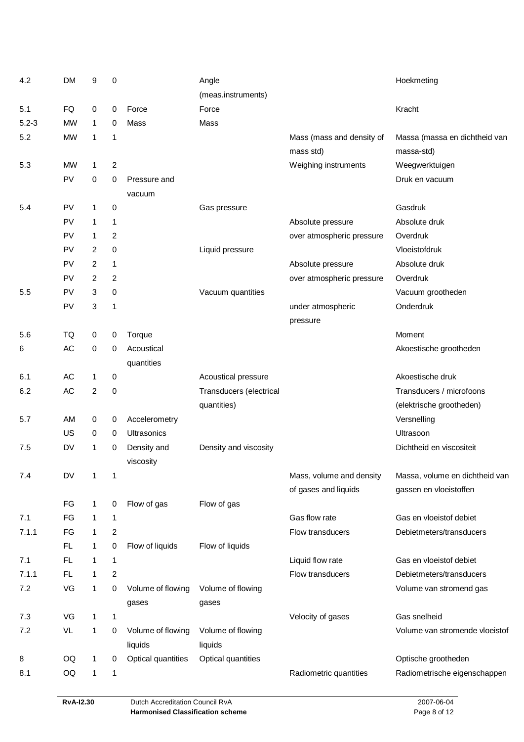| | | | | | | | |
|---|---|---|---|---|---|---|---|
| 4.2 | DM | 9 | 0 | | Angle (meas.instruments) | | Hoekmeting |
| 5.1 | FQ | 0 | 0 | Force | Force | | Kracht |
| 5.2-3 | MW | 1 | 0 | Mass | Mass | | |
| 5.2 | MW | 1 | 1 | | | Mass (mass and density of mass std) | Massa (massa en dichtheid van massa-std) |
| 5.3 | MW | 1 | 2 | | | Weighing instruments | Weegwerktuigen |
| | PV | 0 | 0 | Pressure and vacuum | | | Druk en vacuum |
| 5.4 | PV | 1 | 0 | | Gas pressure | | Gasdruk |
| | PV | 1 | 1 | | | Absolute pressure | Absolute druk |
| | PV | 1 | 2 | | | over atmospheric pressure | Overdruk |
| | PV | 2 | 0 | | Liquid pressure | | Vloeistofdruk |
| | PV | 2 | 1 | | | Absolute pressure | Absolute druk |
| | PV | 2 | 2 | | | over atmospheric pressure | Overdruk |
| 5.5 | PV | 3 | 0 | | Vacuum quantities | | Vacuum grootheden |
| | PV | 3 | 1 | | | under atmospheric pressure | Onderdruk |
| 5.6 | TQ | 0 | 0 | Torque | | | Moment |
| 6 | AC | 0 | 0 | Acoustical quantities | | | Akoestische grootheden |
| 6.1 | AC | 1 | 0 | | Acoustical pressure | | Akoestische druk |
| 6.2 | AC | 2 | 0 | | Transducers (electrical quantities) | | Transducers / microfoons (elektrische grootheden) |
| 5.7 | AM | 0 | 0 | Accelerometry | | | Versnelling |
| | US | 0 | 0 | Ultrasonics | | | Ultrasoon |
| 7.5 | DV | 1 | 0 | Density and viscosity | Density and viscosity | | Dichtheid en viscositeit |
| 7.4 | DV | 1 | 1 | | | Mass, volume and density of gases and liquids | Massa, volume en dichtheid van gassen en vloeistoffen |
| | FG | 1 | 0 | Flow of gas | Flow of gas | | |
| 7.1 | FG | 1 | 1 | | | Gas flow rate | Gas en vloeistof debiet |
| 7.1.1 | FG | 1 | 2 | | | Flow transducers | Debietmeters/transducers |
| | FL | 1 | 0 | Flow of liquids | Flow of liquids | | |
| 7.1 | FL | 1 | 1 | | | Liquid flow rate | Gas en vloeistof debiet |
| 7.1.1 | FL | 1 | 2 | | | Flow transducers | Debietmeters/transducers |
| 7.2 | VG | 1 | 0 | Volume of flowing gases | Volume of flowing gases | | Volume van stromend gas |
| 7.3 | VG | 1 | 1 | | | Velocity of gases | Gas snelheid |
| 7.2 | VL | 1 | 0 | Volume of flowing liquids | Volume of flowing liquids | | Volume van stromende vloeistof |
| 8 | OQ | 1 | 0 | Optical quantities | Optical quantities | | Optische grootheden |
| 8.1 | OQ | 1 | 1 | | | Radiometric quantities | Radiometrische eigenschappen |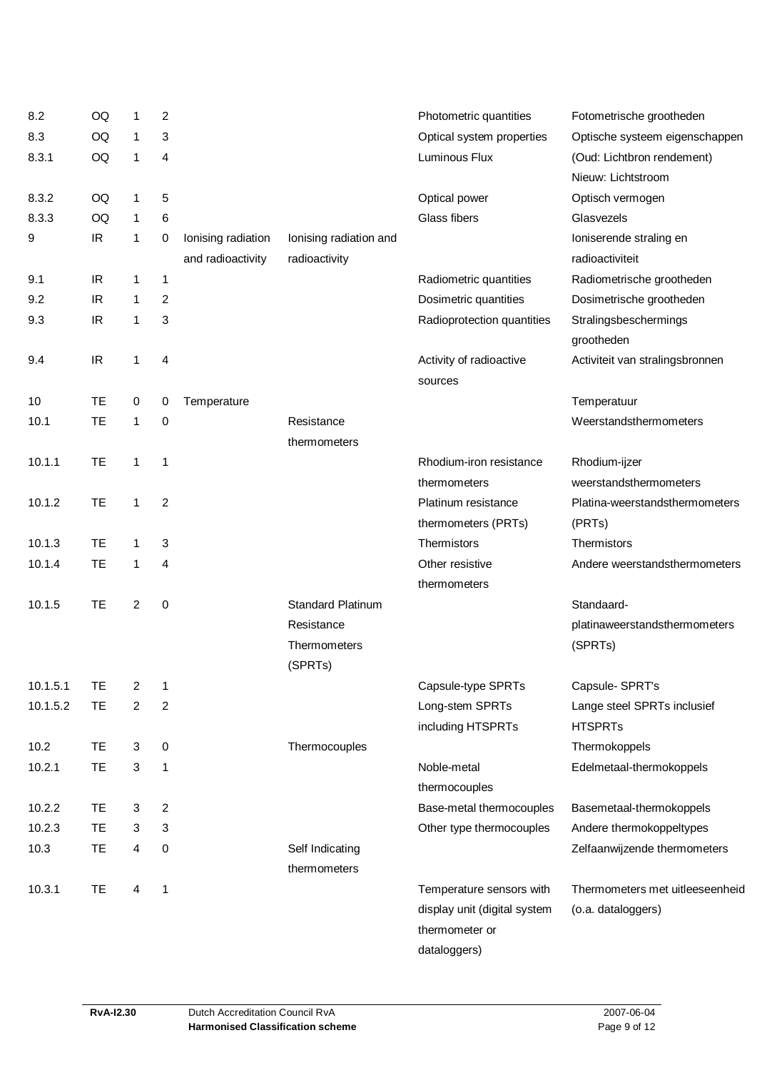| | | | | | | | |
|---|---|---|---|---|---|---|---|
| 8.2 | OQ | 1 | 2 | | | Photometric quantities | Fotometrische grootheden |
| 8.3 | OQ | 1 | 3 | | | Optical system properties | Optische systeem eigenschappen |
| 8.3.1 | OQ | 1 | 4 | | | Luminous Flux | (Oud: Lichtbron rendement) Nieuw: Lichtstroom |
| 8.3.2 | OQ | 1 | 5 | | | Optical power | Optisch vermogen |
| 8.3.3 | OQ | 1 | 6 | | | Glass fibers | Glasvezels |
| 9 | IR | 1 | 0 | Ionising radiation and radioactivity | Ionising radiation and radioactivity | | Ioniserende straling en radioactiviteit |
| 9.1 | IR | 1 | 1 | | | Radiometric quantities | Radiometrische grootheden |
| 9.2 | IR | 1 | 2 | | | Dosimetric quantities | Dosimetrische grootheden |
| 9.3 | IR | 1 | 3 | | | Radioprotection quantities | Stralingsbeschermings grootheden |
| 9.4 | IR | 1 | 4 | | | Activity of radioactive sources | Activiteit van stralingsbronnen |
| 10 | TE | 0 | 0 | Temperature | | | Temperatuur |
| 10.1 | TE | 1 | 0 | | Resistance thermometers | | Weerstandsthermometers |
| 10.1.1 | TE | 1 | 1 | | | Rhodium-iron resistance thermometers | Rhodium-ijzer weerstandsthermometers |
| 10.1.2 | TE | 1 | 2 | | | Platinum resistance thermometers (PRTs) | Platina-weerstandsthermometers (PRTs) |
| 10.1.3 | TE | 1 | 3 | | | Thermistors | Thermistors |
| 10.1.4 | TE | 1 | 4 | | | Other resistive thermometers | Andere weerstandsthermometers |
| 10.1.5 | TE | 2 | 0 | | Standard Platinum Resistance Thermometers (SPRTs) | | Standaard-platinaweerstandsthermometers (SPRTs) |
| 10.1.5.1 | TE | 2 | 1 | | | Capsule-type SPRTs | Capsule- SPRT's |
| 10.1.5.2 | TE | 2 | 2 | | | Long-stem SPRTs including HTSPRTs | Lange steel SPRTs inclusief HTSPRTs |
| 10.2 | TE | 3 | 0 | | Thermocouples | | Thermokoppels |
| 10.2.1 | TE | 3 | 1 | | | Noble-metal thermocouples | Edelmetaal-thermokoppels |
| 10.2.2 | TE | 3 | 2 | | | Base-metal thermocouples | Basemetaal-thermokoppels |
| 10.2.3 | TE | 3 | 3 | | | Other type thermocouples | Andere thermokoppeltypes |
| 10.3 | TE | 4 | 0 | | Self Indicating thermometers | | Zelfaanwijzende thermometers |
| 10.3.1 | TE | 4 | 1 | | | Temperature sensors with display unit (digital system thermometer or dataloggers) | Thermometers met uitleeseenheid (o.a. dataloggers) |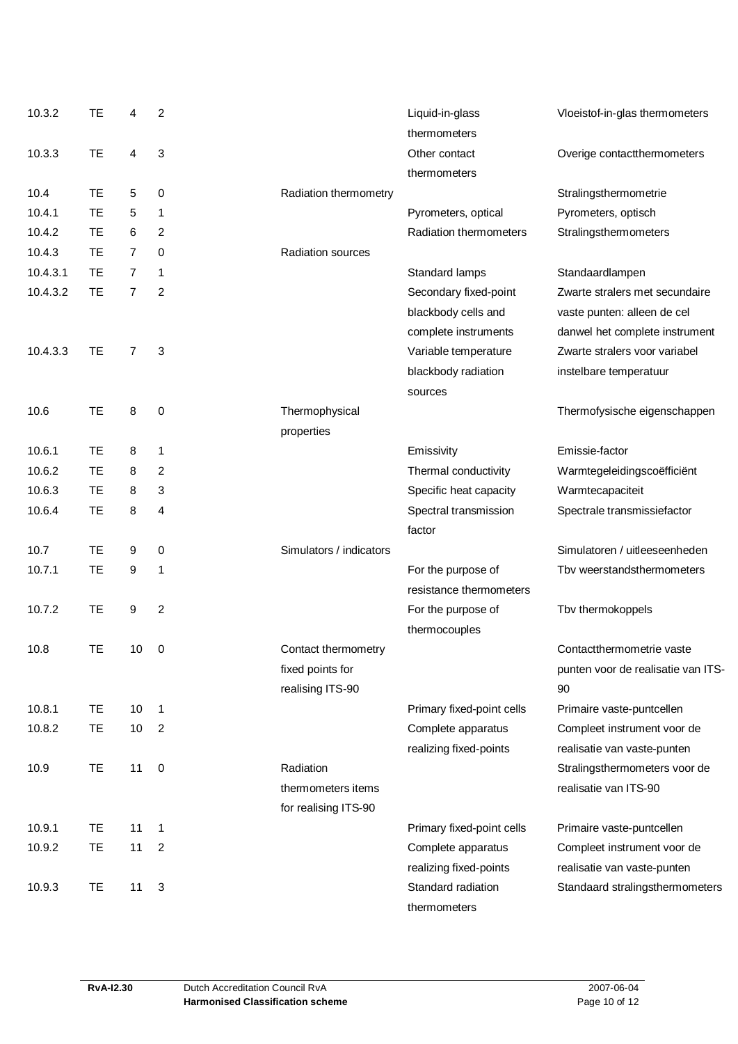| | | | | | | |
|---|---|---|---|---|---|---|
| 10.3.2 | TE | 4 | 2 | | Liquid-in-glass thermometers | Vloeistof-in-glas thermometers |
| 10.3.3 | TE | 4 | 3 | | Other contact thermometers | Overige contactthermometers |
| 10.4 | TE | 5 | 0 | Radiation thermometry | | Stralingsthermometrie |
| 10.4.1 | TE | 5 | 1 | | Pyrometers, optical | Pyrometers, optisch |
| 10.4.2 | TE | 6 | 2 | | Radiation thermometers | Stralingsthermometers |
| 10.4.3 | TE | 7 | 0 | Radiation sources | | |
| 10.4.3.1 | TE | 7 | 1 | | Standard lamps | Standaardlampen |
| 10.4.3.2 | TE | 7 | 2 | | Secondary fixed-point blackbody cells and complete instruments | Zwarte stralers met secundaire vaste punten: alleen de cel danwel het complete instrument |
| 10.4.3.3 | TE | 7 | 3 | | Variable temperature blackbody radiation sources | Zwarte stralers voor variabel instelbare temperatuur |
| 10.6 | TE | 8 | 0 | Thermophysical properties | | Thermofysische eigenschappen |
| 10.6.1 | TE | 8 | 1 | | Emissivity | Emissie-factor |
| 10.6.2 | TE | 8 | 2 | | Thermal conductivity | Warmtegeleidingscoëfficiënt |
| 10.6.3 | TE | 8 | 3 | | Specific heat capacity | Warmtecapaciteit |
| 10.6.4 | TE | 8 | 4 | | Spectral transmission factor | Spectrale transmissiefactor |
| 10.7 | TE | 9 | 0 | Simulators / indicators | | Simulatoren / uitleeseenheden |
| 10.7.1 | TE | 9 | 1 | | For the purpose of resistance thermometers | Tbv weerstandsthermometers |
| 10.7.2 | TE | 9 | 2 | | For the purpose of thermocouples | Tbv thermokoppels |
| 10.8 | TE | 10 | 0 | Contact thermometry fixed points for realising ITS-90 | | Contactthermometrie vaste punten voor de realisatie van ITS-90 |
| 10.8.1 | TE | 10 | 1 | | Primary fixed-point cells | Primaire vaste-puntcellen |
| 10.8.2 | TE | 10 | 2 | | Complete apparatus realizing fixed-points | Compleet instrument voor de realisatie van vaste-punten |
| 10.9 | TE | 11 | 0 | Radiation thermometers items for realising ITS-90 | | Stralingsthermometers voor de realisatie van ITS-90 |
| 10.9.1 | TE | 11 | 1 | | Primary fixed-point cells | Primaire vaste-puntcellen |
| 10.9.2 | TE | 11 | 2 | | Complete apparatus realizing fixed-points | Compleet instrument voor de realisatie van vaste-punten |
| 10.9.3 | TE | 11 | 3 | | Standard radiation thermometers | Standaard stralingsthermometers |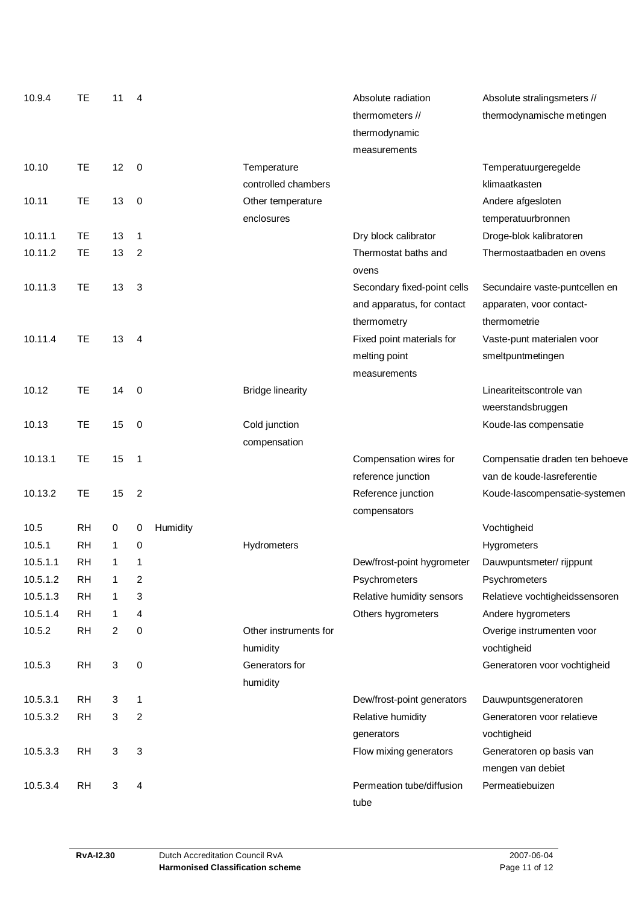| | | | | | | | |
|---|---|---|---|---|---|---|---|
| 10.9.4 | TE | 11 | 4 | | | Absolute radiation thermometers // thermodynamic measurements | Absolute stralingsmeters // thermodynamische metingen |
| 10.10 | TE | 12 | 0 | | Temperature controlled chambers | | Temperatuurgeregelde klimaatkasten |
| 10.11 | TE | 13 | 0 | | Other temperature enclosures | | Andere afgesloten temperatuurbronnen |
| 10.11.1 | TE | 13 | 1 | | | Dry block calibrator | Droge-blok kalibratoren |
| 10.11.2 | TE | 13 | 2 | | | Thermostat baths and ovens | Thermostaatbaden en ovens |
| 10.11.3 | TE | 13 | 3 | | | Secondary fixed-point cells and apparatus, for contact thermometry | Secundaire vaste-puntcellen en apparaten, voor contact-thermometrie |
| 10.11.4 | TE | 13 | 4 | | | Fixed point materials for melting point measurements | Vaste-punt materialen voor smeltpuntmetingen |
| 10.12 | TE | 14 | 0 | | Bridge linearity | | Lineariteitscontrole van weerstandsbruggen |
| 10.13 | TE | 15 | 0 | | Cold junction compensation | | Koude-las compensatie |
| 10.13.1 | TE | 15 | 1 | | | Compensation wires for reference junction | Compensatie draden ten behoeve van de koude-lasreferentie |
| 10.13.2 | TE | 15 | 2 | | | Reference junction compensators | Koude-lascompensatie-systemen |
| 10.5 | RH | 0 | 0 | Humidity | | | Vochtigheid |
| 10.5.1 | RH | 1 | 0 | | Hydrometers | | Hygrometers |
| 10.5.1.1 | RH | 1 | 1 | | | Dew/frost-point hygrometer | Dauwpuntsmeter/ rijppunt |
| 10.5.1.2 | RH | 1 | 2 | | | Psychrometers | Psychrometers |
| 10.5.1.3 | RH | 1 | 3 | | | Relative humidity sensors | Relatieve vochtigheidssensoren |
| 10.5.1.4 | RH | 1 | 4 | | | Others hygrometers | Andere hygrometers |
| 10.5.2 | RH | 2 | 0 | | Other instruments for humidity | | Overige instrumenten voor vochtigheid |
| 10.5.3 | RH | 3 | 0 | | Generators for humidity | | Generatoren voor vochtigheid |
| 10.5.3.1 | RH | 3 | 1 | | | Dew/frost-point generators | Dauwpuntsgeneratoren |
| 10.5.3.2 | RH | 3 | 2 | | | Relative humidity generators | Generatoren voor relatieve vochtigheid |
| 10.5.3.3 | RH | 3 | 3 | | | Flow mixing generators | Generatoren op basis van mengen van debiet |
| 10.5.3.4 | RH | 3 | 4 | | | Permeation tube/diffusion tube | Permeatiebuizen |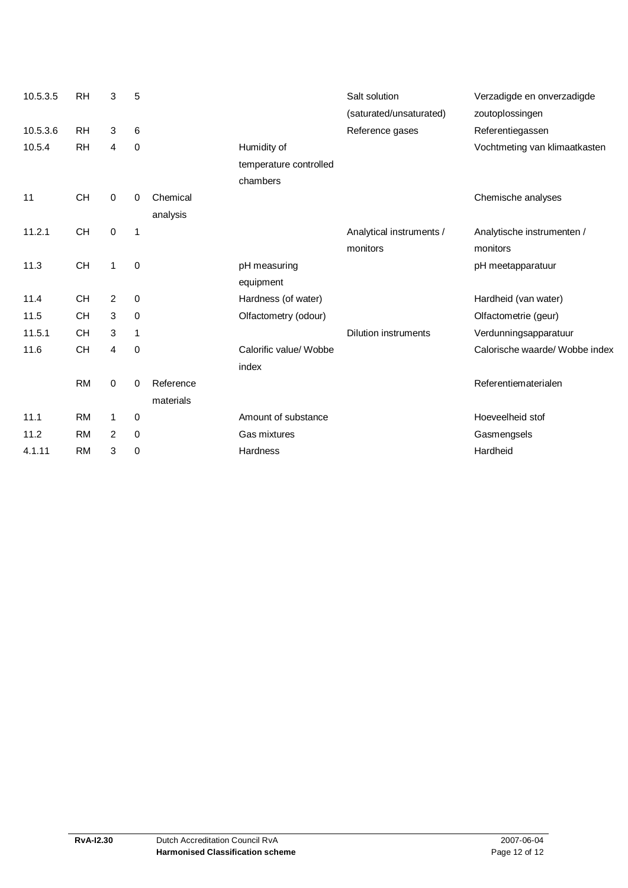| | | | | | | | |
|---|---|---|---|---|---|---|---|
| 10.5.3.5 | RH | 3 | 5 | | | Salt solution (saturated/unsaturated) | Verzadigde en onverzadigde zoutoplossingen |
| 10.5.3.6 | RH | 3 | 6 | | | Reference gases | Referentiegassen |
| 10.5.4 | RH | 4 | 0 | | Humidity of temperature controlled chambers | | Vochtmeting van klimaatkasten |
| 11 | CH | 0 | 0 | Chemical analysis | | | Chemische analyses |
| 11.2.1 | CH | 0 | 1 | | | Analytical instruments / monitors | Analytische instrumenten / monitors |
| 11.3 | CH | 1 | 0 | | pH measuring equipment | | pH meetapparatuur |
| 11.4 | CH | 2 | 0 | | Hardness (of water) | | Hardheid (van water) |
| 11.5 | CH | 3 | 0 | | Olfactometry (odour) | | Olfactometrie (geur) |
| 11.5.1 | CH | 3 | 1 | | | Dilution instruments | Verdunningsapparatuur |
| 11.6 | CH | 4 | 0 | | Calorific value/ Wobbe index | | Calorische waarde/ Wobbe index |
| | RM | 0 | 0 | Reference materials | | | Referentiematerialen |
| 11.1 | RM | 1 | 0 | | Amount of substance | | Hoeveelheid stof |
| 11.2 | RM | 2 | 0 | | Gas mixtures | | Gasmengsels |
| 4.1.11 | RM | 3 | 0 | | Hardness | | Hardheid |